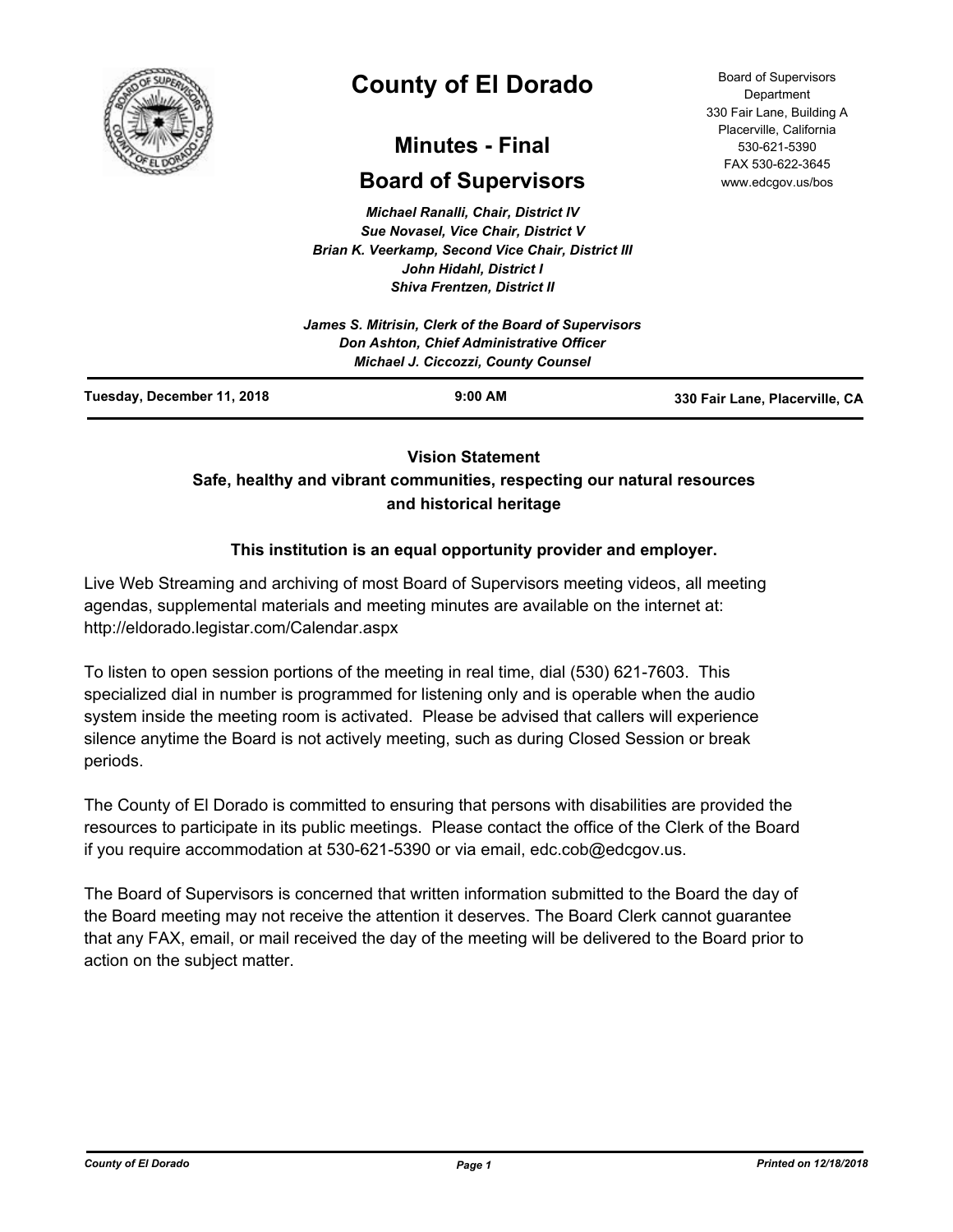# County of El Dorado

## Minutes - Final

## Board of Supervisors

Board of Supervisors Department
330 Fair Lane, Building A
Placerville, California
530-621-5390
FAX 530-622-3645
www.edcgov.us/bos

*Michael Ranalli, Chair, District IV*
*Sue Novasel, Vice Chair, District V*
*Brian K. Veerkamp, Second Vice Chair, District III*
*John Hidahl, District I*
*Shiva Frentzen, District II*

*James S. Mitrisin, Clerk of the Board of Supervisors*
*Don Ashton, Chief Administrative Officer*
*Michael J. Ciccozzi, County Counsel*

**Tuesday, December 11, 2018** | **9:00 AM** | **330 Fair Lane, Placerville, CA**

**Vision Statement**
**Safe, healthy and vibrant communities, respecting our natural resources and historical heritage**

**This institution is an equal opportunity provider and employer.**

Live Web Streaming and archiving of most Board of Supervisors meeting videos, all meeting agendas, supplemental materials and meeting minutes are available on the internet at: http://eldorado.legistar.com/Calendar.aspx

To listen to open session portions of the meeting in real time, dial (530) 621-7603. This specialized dial in number is programmed for listening only and is operable when the audio system inside the meeting room is activated. Please be advised that callers will experience silence anytime the Board is not actively meeting, such as during Closed Session or break periods.

The County of El Dorado is committed to ensuring that persons with disabilities are provided the resources to participate in its public meetings. Please contact the office of the Clerk of the Board if you require accommodation at 530-621-5390 or via email, edc.cob@edcgov.us.

The Board of Supervisors is concerned that written information submitted to the Board the day of the Board meeting may not receive the attention it deserves. The Board Clerk cannot guarantee that any FAX, email, or mail received the day of the meeting will be delivered to the Board prior to action on the subject matter.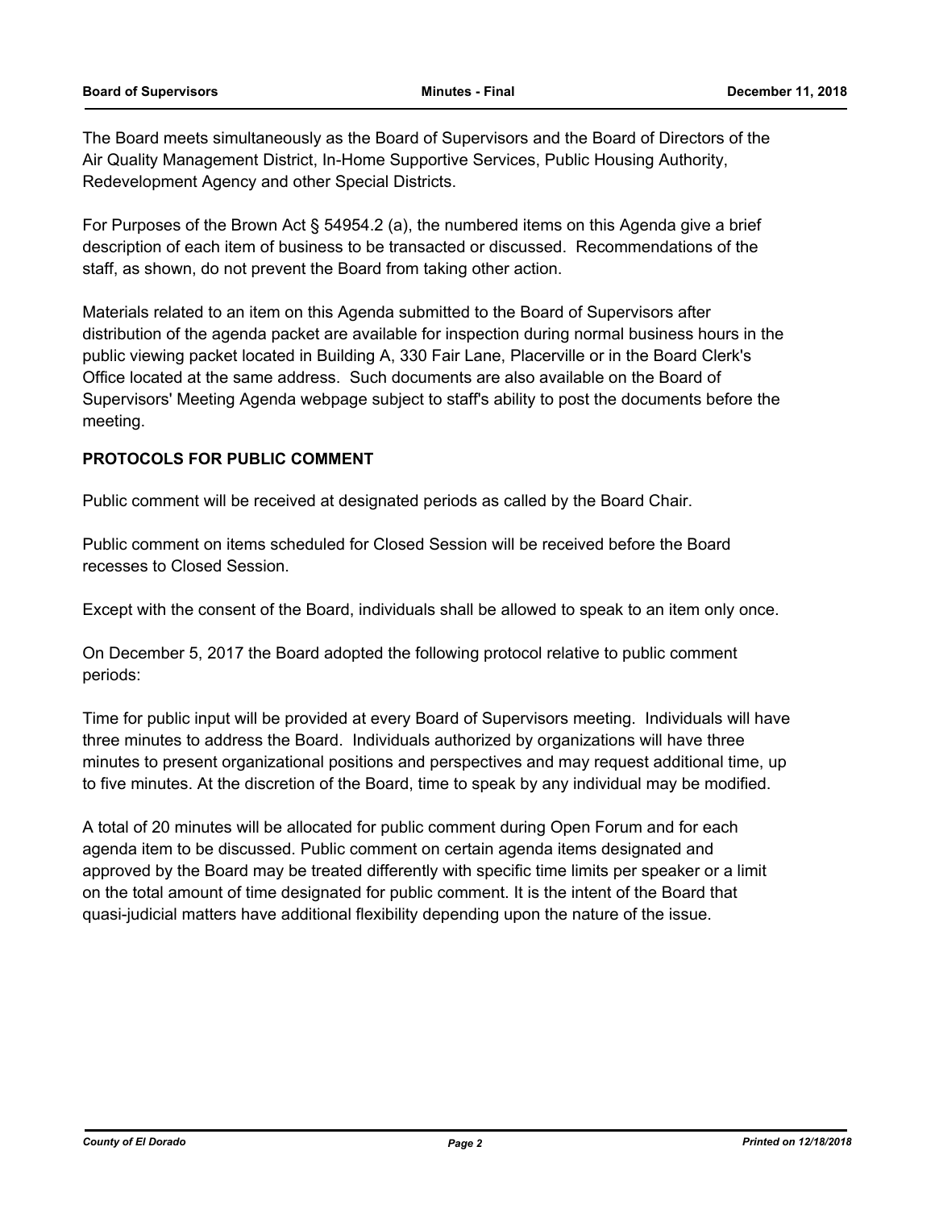The Board meets simultaneously as the Board of Supervisors and the Board of Directors of the Air Quality Management District, In-Home Supportive Services, Public Housing Authority, Redevelopment Agency and other Special Districts.

For Purposes of the Brown Act § 54954.2 (a), the numbered items on this Agenda give a brief description of each item of business to be transacted or discussed. Recommendations of the staff, as shown, do not prevent the Board from taking other action.

Materials related to an item on this Agenda submitted to the Board of Supervisors after distribution of the agenda packet are available for inspection during normal business hours in the public viewing packet located in Building A, 330 Fair Lane, Placerville or in the Board Clerk's Office located at the same address. Such documents are also available on the Board of Supervisors' Meeting Agenda webpage subject to staff's ability to post the documents before the meeting.

**PROTOCOLS FOR PUBLIC COMMENT**

Public comment will be received at designated periods as called by the Board Chair.

Public comment on items scheduled for Closed Session will be received before the Board recesses to Closed Session.

Except with the consent of the Board, individuals shall be allowed to speak to an item only once.

On December 5, 2017 the Board adopted the following protocol relative to public comment periods:

Time for public input will be provided at every Board of Supervisors meeting. Individuals will have three minutes to address the Board. Individuals authorized by organizations will have three minutes to present organizational positions and perspectives and may request additional time, up to five minutes. At the discretion of the Board, time to speak by any individual may be modified.

A total of 20 minutes will be allocated for public comment during Open Forum and for each agenda item to be discussed. Public comment on certain agenda items designated and approved by the Board may be treated differently with specific time limits per speaker or a limit on the total amount of time designated for public comment. It is the intent of the Board that quasi-judicial matters have additional flexibility depending upon the nature of the issue.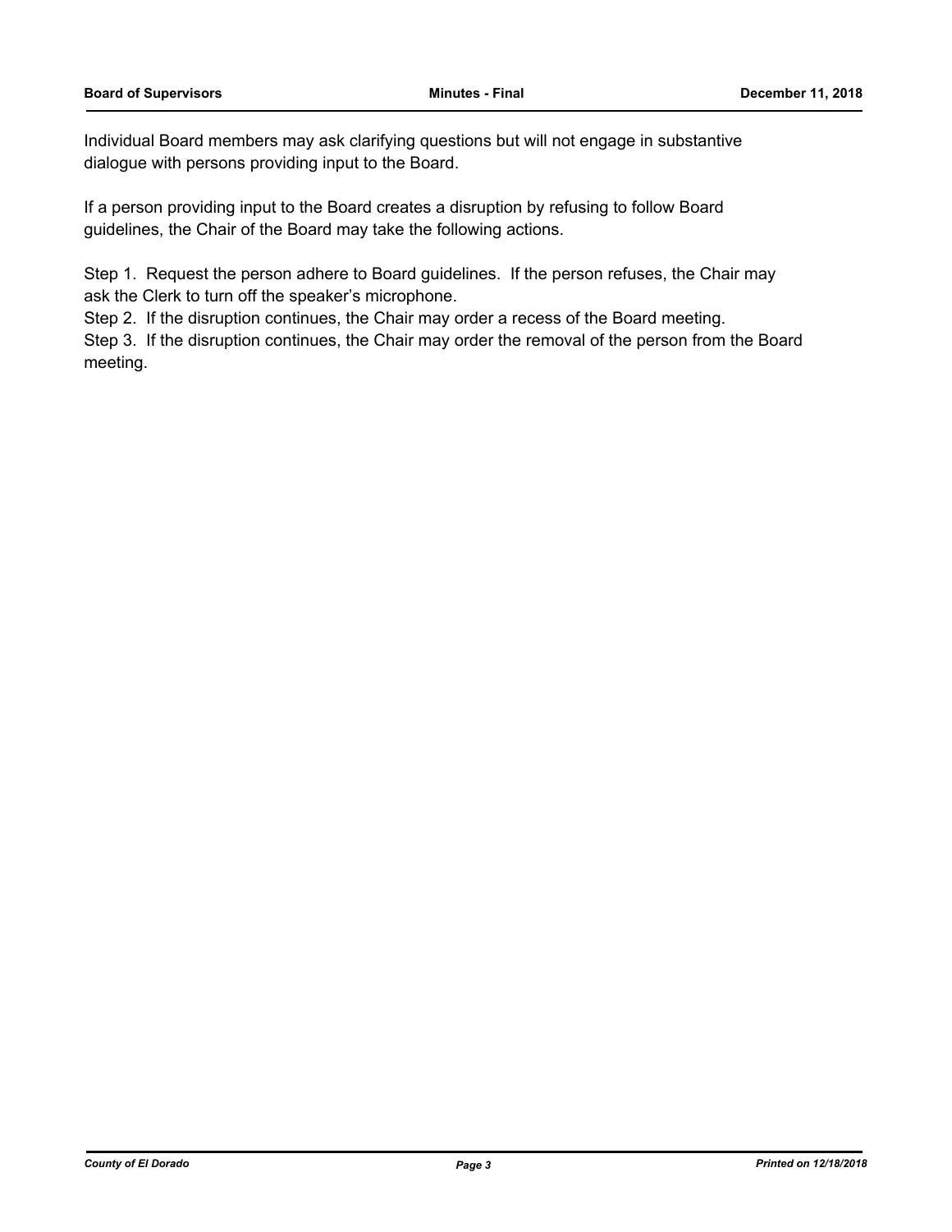Individual Board members may ask clarifying questions but will not engage in substantive dialogue with persons providing input to the Board.

If a person providing input to the Board creates a disruption by refusing to follow Board guidelines, the Chair of the Board may take the following actions.

Step 1. Request the person adhere to Board guidelines. If the person refuses, the Chair may ask the Clerk to turn off the speaker's microphone.
Step 2. If the disruption continues, the Chair may order a recess of the Board meeting.
Step 3. If the disruption continues, the Chair may order the removal of the person from the Board meeting.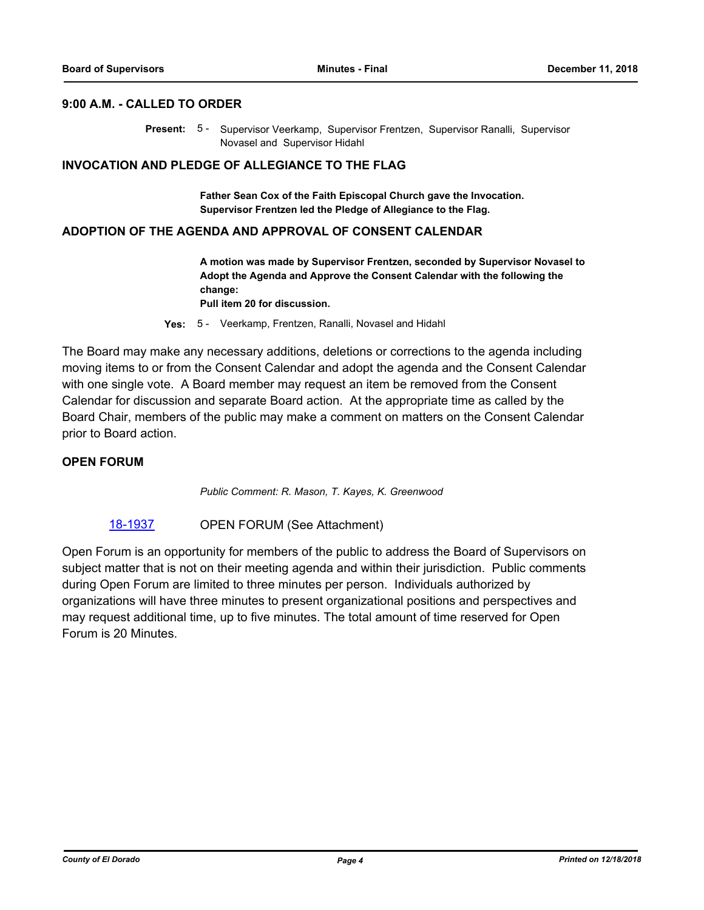### 9:00 A.M. - CALLED TO ORDER

**Present:** 5 - Supervisor Veerkamp, Supervisor Frentzen, Supervisor Ranalli, Supervisor Novasel and Supervisor Hidahl

### INVOCATION AND PLEDGE OF ALLEGIANCE TO THE FLAG

**Father Sean Cox of the Faith Episcopal Church gave the Invocation.**
**Supervisor Frentzen led the Pledge of Allegiance to the Flag.**

### ADOPTION OF THE AGENDA AND APPROVAL OF CONSENT CALENDAR

**A motion was made by Supervisor Frentzen, seconded by Supervisor Novasel to Adopt the Agenda and Approve the Consent Calendar with the following the change:**
**Pull item 20 for discussion.**

**Yes:** 5 - Veerkamp, Frentzen, Ranalli, Novasel and Hidahl

The Board may make any necessary additions, deletions or corrections to the agenda including moving items to or from the Consent Calendar and adopt the agenda and the Consent Calendar with one single vote. A Board member may request an item be removed from the Consent Calendar for discussion and separate Board action. At the appropriate time as called by the Board Chair, members of the public may make a comment on matters on the Consent Calendar prior to Board action.

### OPEN FORUM

*Public Comment: R. Mason, T. Kayes, K. Greenwood*

18-1937 OPEN FORUM (See Attachment)

Open Forum is an opportunity for members of the public to address the Board of Supervisors on subject matter that is not on their meeting agenda and within their jurisdiction. Public comments during Open Forum are limited to three minutes per person. Individuals authorized by organizations will have three minutes to present organizational positions and perspectives and may request additional time, up to five minutes. The total amount of time reserved for Open Forum is 20 Minutes.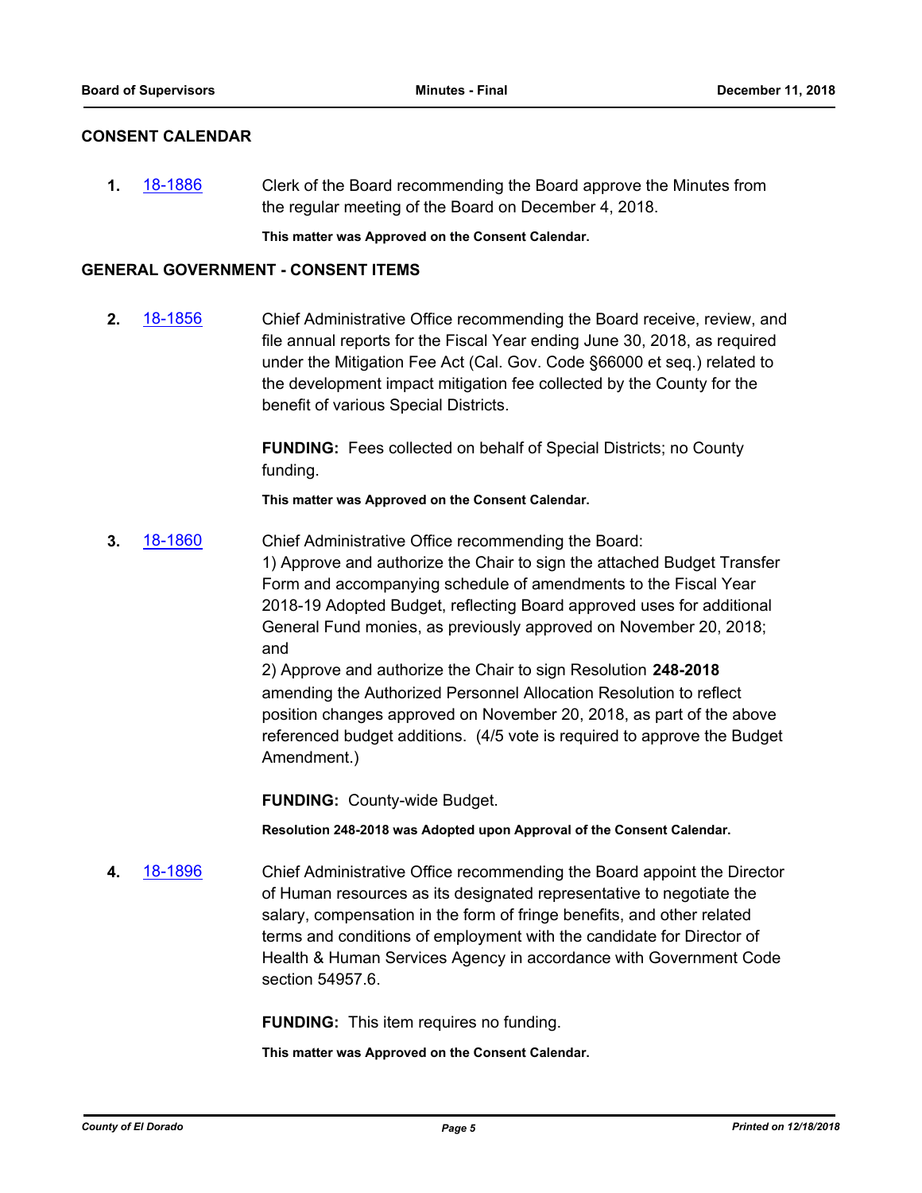## CONSENT CALENDAR

**1.** 18-1886 Clerk of the Board recommending the Board approve the Minutes from the regular meeting of the Board on December 4, 2018.

**This matter was Approved on the Consent Calendar.**

## GENERAL GOVERNMENT - CONSENT ITEMS

**2.** 18-1856 Chief Administrative Office recommending the Board receive, review, and file annual reports for the Fiscal Year ending June 30, 2018, as required under the Mitigation Fee Act (Cal. Gov. Code §66000 et seq.) related to the development impact mitigation fee collected by the County for the benefit of various Special Districts.

**FUNDING:** Fees collected on behalf of Special Districts; no County funding.

**This matter was Approved on the Consent Calendar.**

**3.** 18-1860 Chief Administrative Office recommending the Board:
1) Approve and authorize the Chair to sign the attached Budget Transfer Form and accompanying schedule of amendments to the Fiscal Year 2018-19 Adopted Budget, reflecting Board approved uses for additional General Fund monies, as previously approved on November 20, 2018; and
2) Approve and authorize the Chair to sign Resolution **248-2018** amending the Authorized Personnel Allocation Resolution to reflect position changes approved on November 20, 2018, as part of the above referenced budget additions. (4/5 vote is required to approve the Budget Amendment.)

**FUNDING:** County-wide Budget.

**Resolution 248-2018 was Adopted upon Approval of the Consent Calendar.**

**4.** 18-1896 Chief Administrative Office recommending the Board appoint the Director of Human resources as its designated representative to negotiate the salary, compensation in the form of fringe benefits, and other related terms and conditions of employment with the candidate for Director of Health & Human Services Agency in accordance with Government Code section 54957.6.

**FUNDING:** This item requires no funding.

**This matter was Approved on the Consent Calendar.**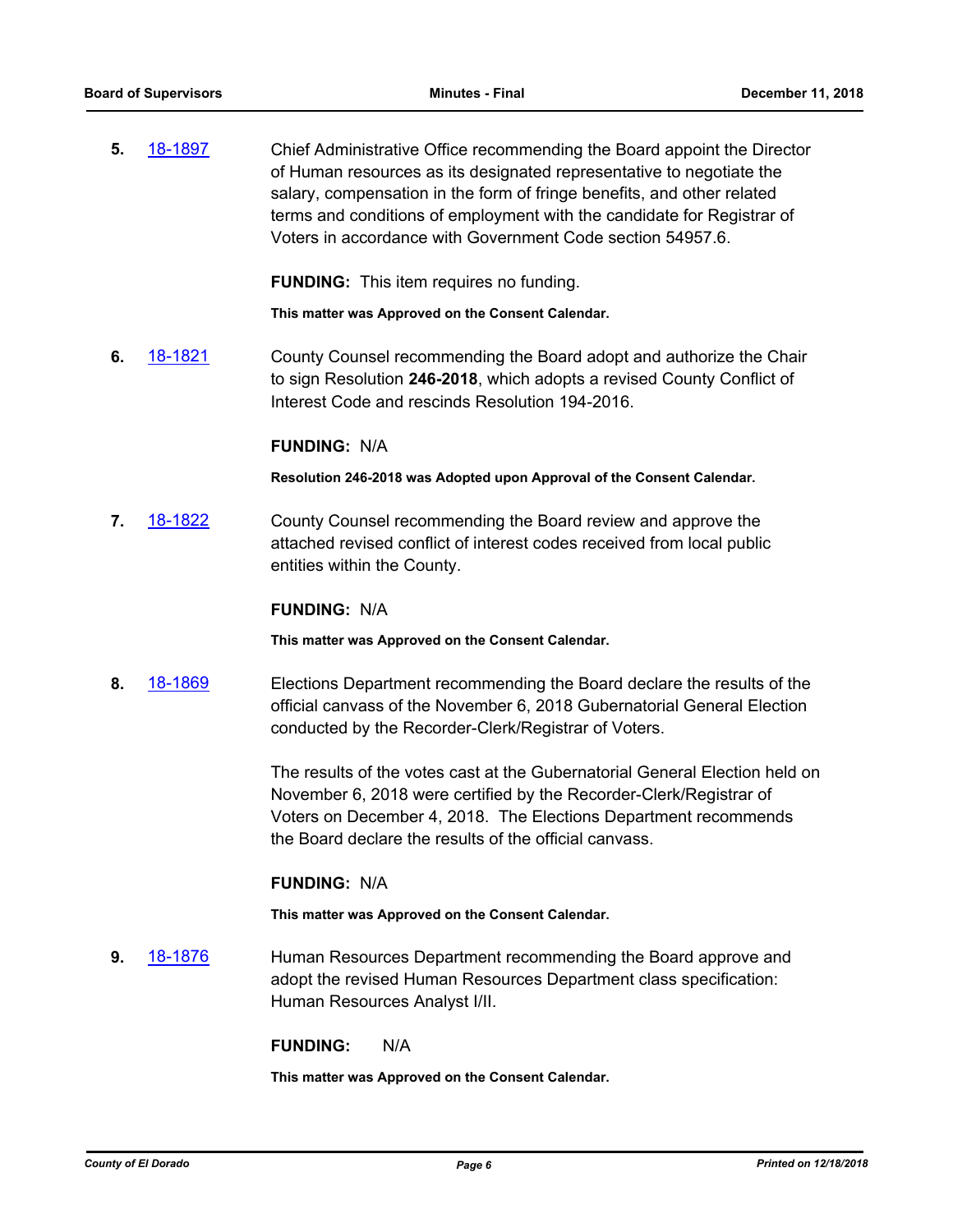**5.** [18-1897](#) Chief Administrative Office recommending the Board appoint the Director of Human resources as its designated representative to negotiate the salary, compensation in the form of fringe benefits, and other related terms and conditions of employment with the candidate for Registrar of Voters in accordance with Government Code section 54957.6.

**FUNDING:** This item requires no funding.

**This matter was Approved on the Consent Calendar.**

**6.** [18-1821](#) County Counsel recommending the Board adopt and authorize the Chair to sign Resolution **246-2018**, which adopts a revised County Conflict of Interest Code and rescinds Resolution 194-2016.

**FUNDING:** N/A

**Resolution 246-2018 was Adopted upon Approval of the Consent Calendar.**

**7.** [18-1822](#) County Counsel recommending the Board review and approve the attached revised conflict of interest codes received from local public entities within the County.

**FUNDING:** N/A

**This matter was Approved on the Consent Calendar.**

**8.** [18-1869](#) Elections Department recommending the Board declare the results of the official canvass of the November 6, 2018 Gubernatorial General Election conducted by the Recorder-Clerk/Registrar of Voters.

The results of the votes cast at the Gubernatorial General Election held on November 6, 2018 were certified by the Recorder-Clerk/Registrar of Voters on December 4, 2018. The Elections Department recommends the Board declare the results of the official canvass.

**FUNDING:** N/A

**This matter was Approved on the Consent Calendar.**

**9.** [18-1876](#) Human Resources Department recommending the Board approve and adopt the revised Human Resources Department class specification: Human Resources Analyst I/II.

**FUNDING:** N/A

**This matter was Approved on the Consent Calendar.**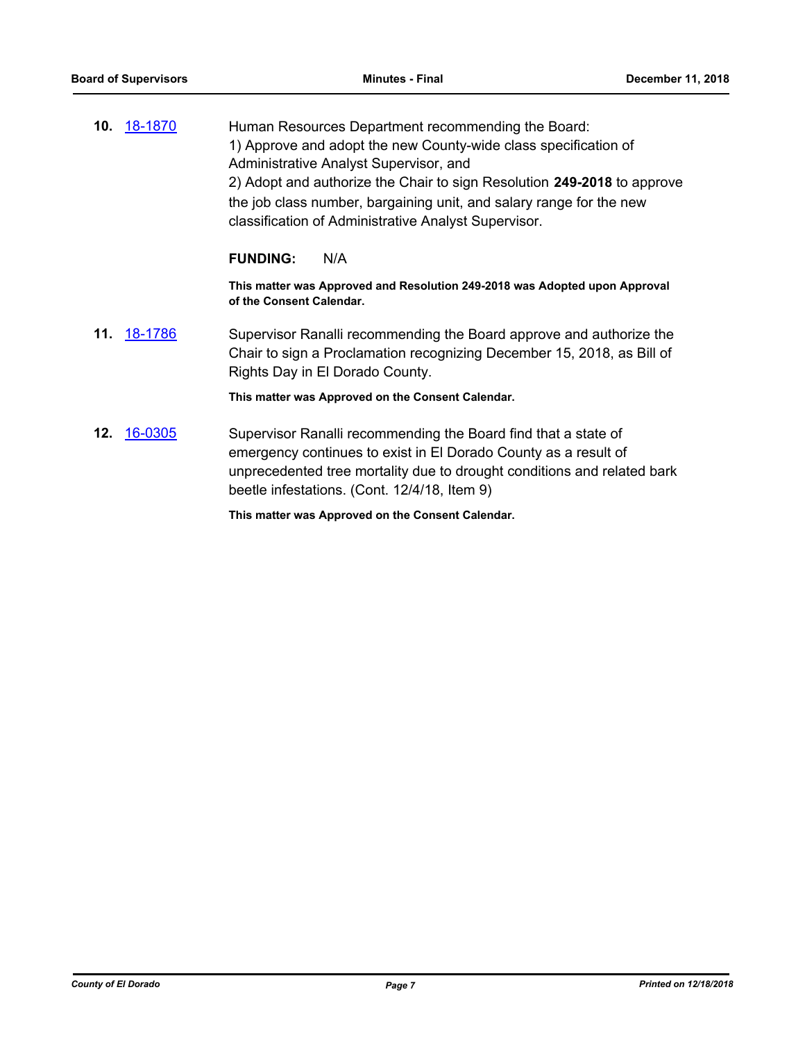**10.** 18-1870

Human Resources Department recommending the Board:
1) Approve and adopt the new County-wide class specification of Administrative Analyst Supervisor, and
2) Adopt and authorize the Chair to sign Resolution **249-2018** to approve the job class number, bargaining unit, and salary range for the new classification of Administrative Analyst Supervisor.

**FUNDING:** N/A

**This matter was Approved and Resolution 249-2018 was Adopted upon Approval of the Consent Calendar.**

**11.** 18-1786

Supervisor Ranalli recommending the Board approve and authorize the Chair to sign a Proclamation recognizing December 15, 2018, as Bill of Rights Day in El Dorado County.

**This matter was Approved on the Consent Calendar.**

**12.** 16-0305

Supervisor Ranalli recommending the Board find that a state of emergency continues to exist in El Dorado County as a result of unprecedented tree mortality due to drought conditions and related bark beetle infestations. (Cont. 12/4/18, Item 9)

**This matter was Approved on the Consent Calendar.**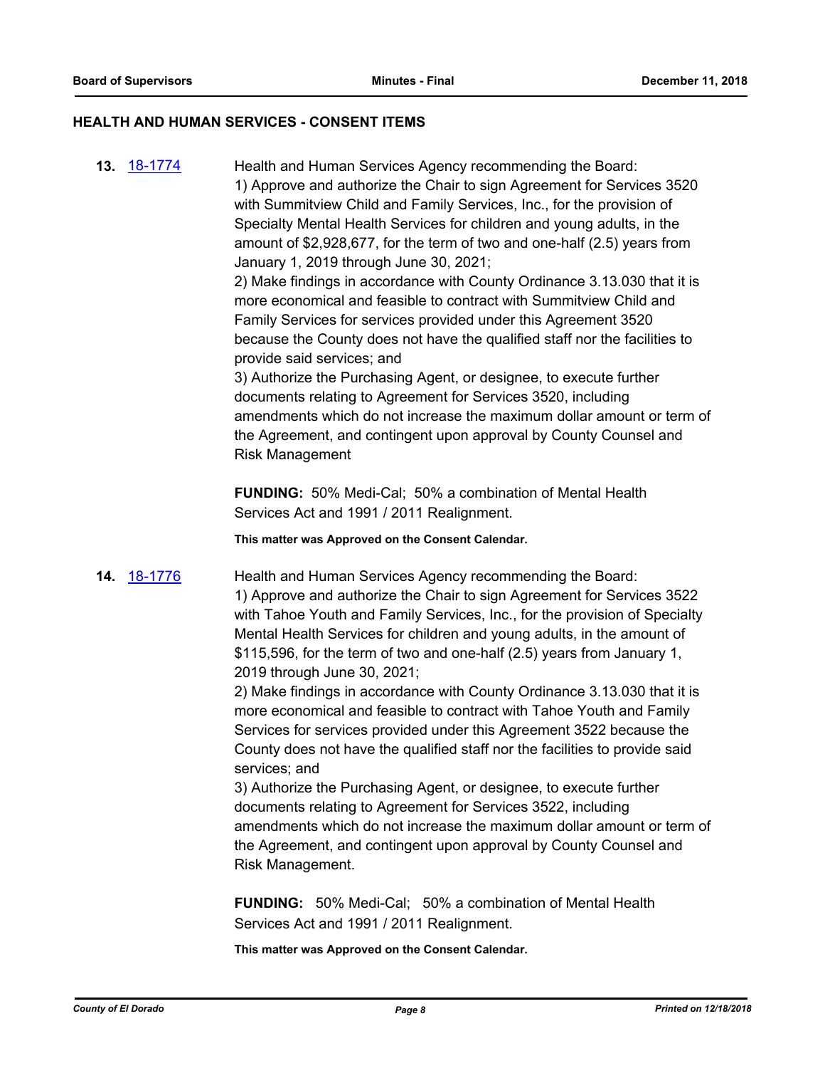## HEALTH AND HUMAN SERVICES - CONSENT ITEMS

**13.** 18-1774

Health and Human Services Agency recommending the Board:
1) Approve and authorize the Chair to sign Agreement for Services 3520 with Summitview Child and Family Services, Inc., for the provision of Specialty Mental Health Services for children and young adults, in the amount of $2,928,677, for the term of two and one-half (2.5) years from January 1, 2019 through June 30, 2021;
2) Make findings in accordance with County Ordinance 3.13.030 that it is more economical and feasible to contract with Summitview Child and Family Services for services provided under this Agreement 3520 because the County does not have the qualified staff nor the facilities to provide said services; and
3) Authorize the Purchasing Agent, or designee, to execute further documents relating to Agreement for Services 3520, including amendments which do not increase the maximum dollar amount or term of the Agreement, and contingent upon approval by County Counsel and Risk Management

**FUNDING:** 50% Medi-Cal; 50% a combination of Mental Health Services Act and 1991 / 2011 Realignment.

**This matter was Approved on the Consent Calendar.**

**14.** 18-1776

Health and Human Services Agency recommending the Board:
1) Approve and authorize the Chair to sign Agreement for Services 3522 with Tahoe Youth and Family Services, Inc., for the provision of Specialty Mental Health Services for children and young adults, in the amount of $115,596, for the term of two and one-half (2.5) years from January 1, 2019 through June 30, 2021;
2) Make findings in accordance with County Ordinance 3.13.030 that it is more economical and feasible to contract with Tahoe Youth and Family Services for services provided under this Agreement 3522 because the County does not have the qualified staff nor the facilities to provide said services; and
3) Authorize the Purchasing Agent, or designee, to execute further documents relating to Agreement for Services 3522, including amendments which do not increase the maximum dollar amount or term of the Agreement, and contingent upon approval by County Counsel and Risk Management.

**FUNDING:** 50% Medi-Cal; 50% a combination of Mental Health Services Act and 1991 / 2011 Realignment.

**This matter was Approved on the Consent Calendar.**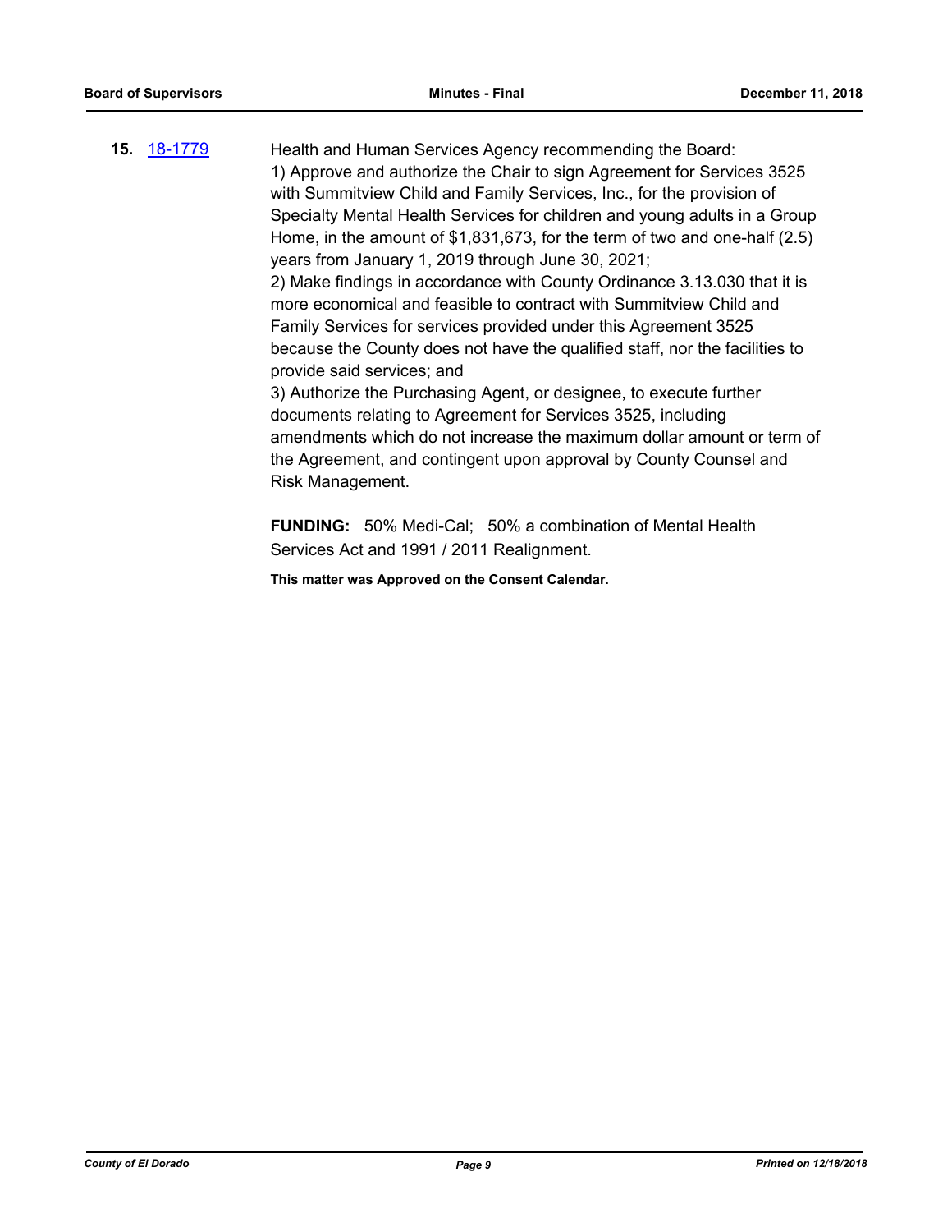**15.** [18-1779](18-1779)

Health and Human Services Agency recommending the Board:
1) Approve and authorize the Chair to sign Agreement for Services 3525 with Summitview Child and Family Services, Inc., for the provision of Specialty Mental Health Services for children and young adults in a Group Home, in the amount of $1,831,673, for the term of two and one-half (2.5) years from January 1, 2019 through June 30, 2021;
2) Make findings in accordance with County Ordinance 3.13.030 that it is more economical and feasible to contract with Summitview Child and Family Services for services provided under this Agreement 3525 because the County does not have the qualified staff, nor the facilities to provide said services; and
3) Authorize the Purchasing Agent, or designee, to execute further documents relating to Agreement for Services 3525, including amendments which do not increase the maximum dollar amount or term of the Agreement, and contingent upon approval by County Counsel and Risk Management.

**FUNDING:** 50% Medi-Cal; 50% a combination of Mental Health Services Act and 1991 / 2011 Realignment.

**This matter was Approved on the Consent Calendar.**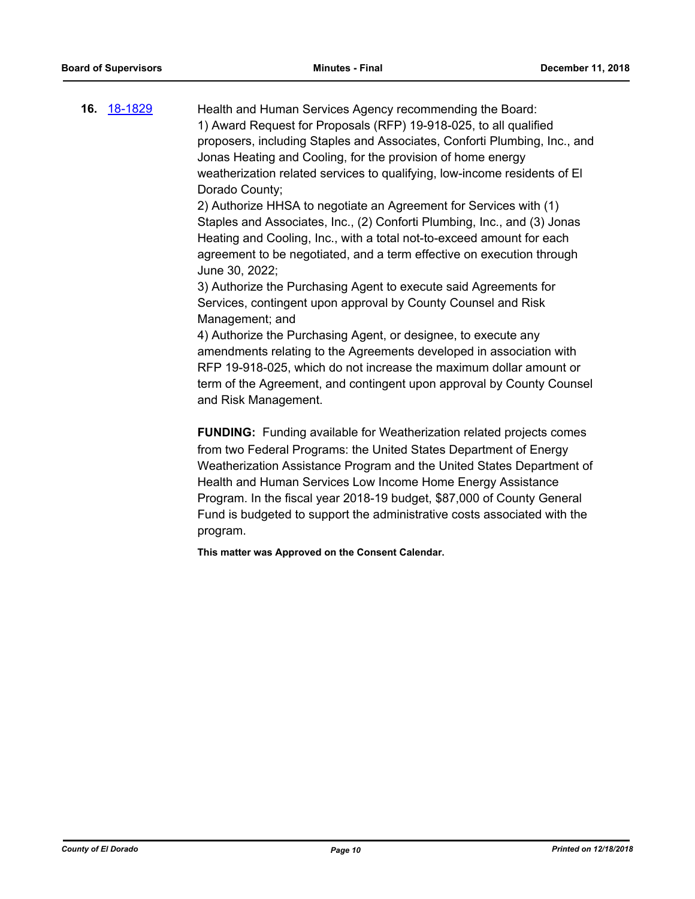**16.** [18-1829](18-1829)

Health and Human Services Agency recommending the Board:

1) Award Request for Proposals (RFP) 19-918-025, to all qualified proposers, including Staples and Associates, Conforti Plumbing, Inc., and Jonas Heating and Cooling, for the provision of home energy weatherization related services to qualifying, low-income residents of El Dorado County;

2) Authorize HHSA to negotiate an Agreement for Services with (1) Staples and Associates, Inc., (2) Conforti Plumbing, Inc., and (3) Jonas Heating and Cooling, Inc., with a total not-to-exceed amount for each agreement to be negotiated, and a term effective on execution through June 30, 2022;

3) Authorize the Purchasing Agent to execute said Agreements for Services, contingent upon approval by County Counsel and Risk Management; and

4) Authorize the Purchasing Agent, or designee, to execute any amendments relating to the Agreements developed in association with RFP 19-918-025, which do not increase the maximum dollar amount or term of the Agreement, and contingent upon approval by County Counsel and Risk Management.

**FUNDING:** Funding available for Weatherization related projects comes from two Federal Programs: the United States Department of Energy Weatherization Assistance Program and the United States Department of Health and Human Services Low Income Home Energy Assistance Program. In the fiscal year 2018-19 budget, $87,000 of County General Fund is budgeted to support the administrative costs associated with the program.

**This matter was Approved on the Consent Calendar.**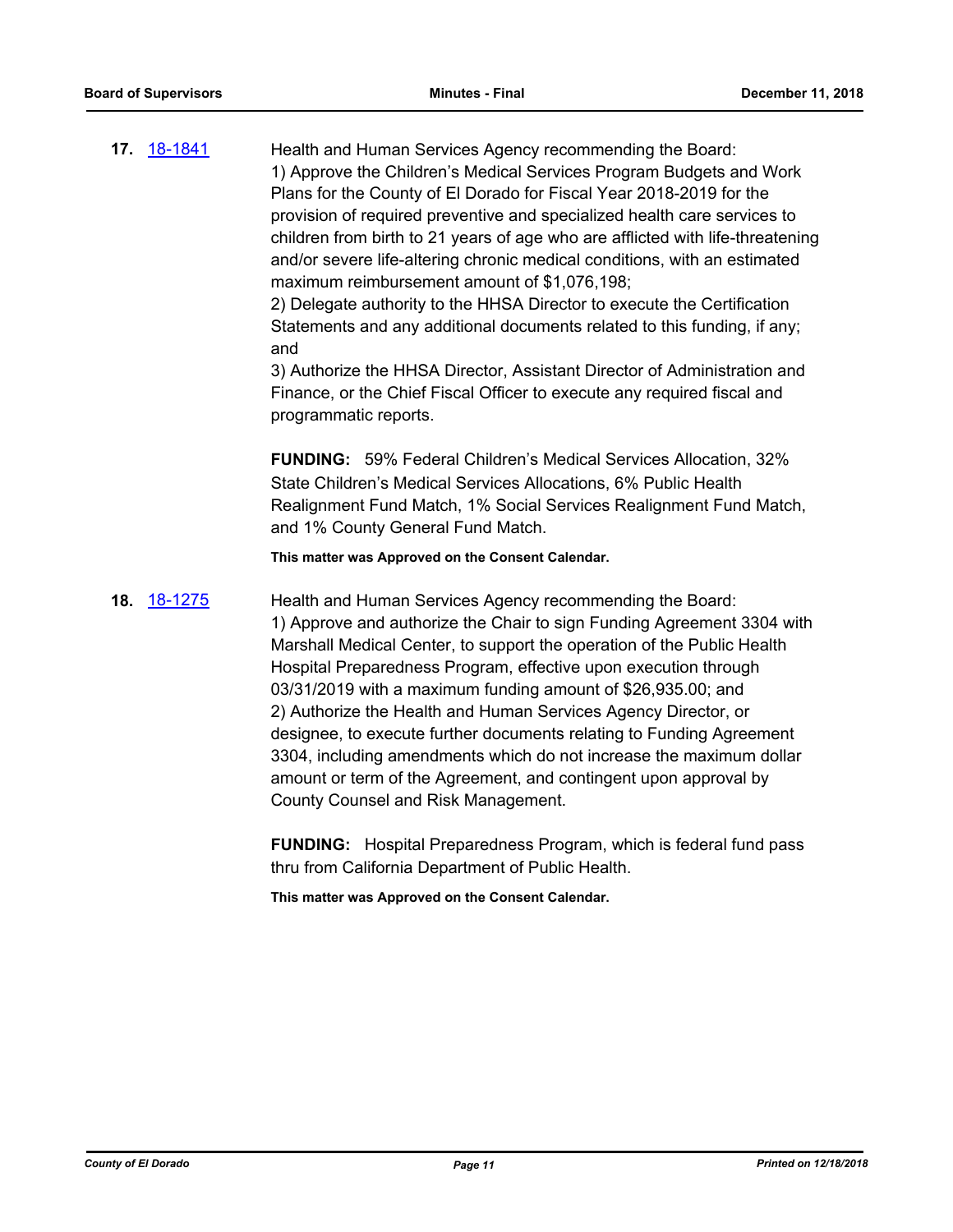**17.** 18-1841

Health and Human Services Agency recommending the Board:
1) Approve the Children's Medical Services Program Budgets and Work Plans for the County of El Dorado for Fiscal Year 2018-2019 for the provision of required preventive and specialized health care services to children from birth to 21 years of age who are afflicted with life-threatening and/or severe life-altering chronic medical conditions, with an estimated maximum reimbursement amount of $1,076,198;
2) Delegate authority to the HHSA Director to execute the Certification Statements and any additional documents related to this funding, if any; and
3) Authorize the HHSA Director, Assistant Director of Administration and Finance, or the Chief Fiscal Officer to execute any required fiscal and programmatic reports.

**FUNDING:** 59% Federal Children's Medical Services Allocation, 32% State Children's Medical Services Allocations, 6% Public Health Realignment Fund Match, 1% Social Services Realignment Fund Match, and 1% County General Fund Match.

**This matter was Approved on the Consent Calendar.**

**18.** 18-1275

Health and Human Services Agency recommending the Board:
1) Approve and authorize the Chair to sign Funding Agreement 3304 with Marshall Medical Center, to support the operation of the Public Health Hospital Preparedness Program, effective upon execution through 03/31/2019 with a maximum funding amount of $26,935.00; and
2) Authorize the Health and Human Services Agency Director, or designee, to execute further documents relating to Funding Agreement 3304, including amendments which do not increase the maximum dollar amount or term of the Agreement, and contingent upon approval by County Counsel and Risk Management.

**FUNDING:** Hospital Preparedness Program, which is federal fund pass thru from California Department of Public Health.

**This matter was Approved on the Consent Calendar.**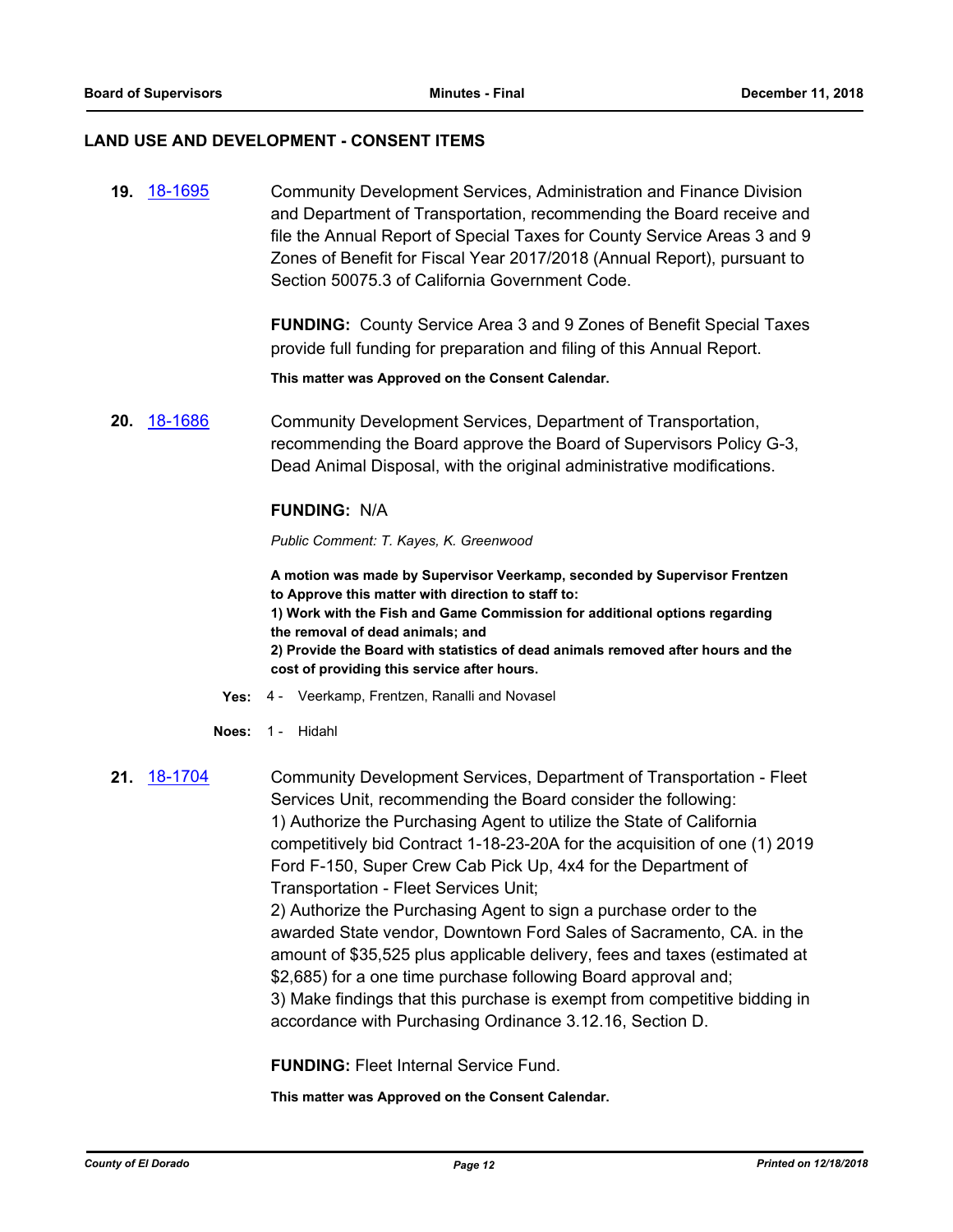## LAND USE AND DEVELOPMENT - CONSENT ITEMS

**19.** 18-1695 Community Development Services, Administration and Finance Division and Department of Transportation, recommending the Board receive and file the Annual Report of Special Taxes for County Service Areas 3 and 9 Zones of Benefit for Fiscal Year 2017/2018 (Annual Report), pursuant to Section 50075.3 of California Government Code.

**FUNDING:** County Service Area 3 and 9 Zones of Benefit Special Taxes provide full funding for preparation and filing of this Annual Report.

**This matter was Approved on the Consent Calendar.**

**20.** 18-1686 Community Development Services, Department of Transportation, recommending the Board approve the Board of Supervisors Policy G-3, Dead Animal Disposal, with the original administrative modifications.

**FUNDING:** N/A

*Public Comment: T. Kayes, K. Greenwood*

**A motion was made by Supervisor Veerkamp, seconded by Supervisor Frentzen to Approve this matter with direction to staff to:**
**1) Work with the Fish and Game Commission for additional options regarding the removal of dead animals; and**
**2) Provide the Board with statistics of dead animals removed after hours and the cost of providing this service after hours.**

**Yes:** 4 - Veerkamp, Frentzen, Ranalli and Novasel

**Noes:** 1 - Hidahl

**21.** 18-1704 Community Development Services, Department of Transportation - Fleet Services Unit, recommending the Board consider the following:
1) Authorize the Purchasing Agent to utilize the State of California competitively bid Contract 1-18-23-20A for the acquisition of one (1) 2019 Ford F-150, Super Crew Cab Pick Up, 4x4 for the Department of Transportation - Fleet Services Unit;
2) Authorize the Purchasing Agent to sign a purchase order to the awarded State vendor, Downtown Ford Sales of Sacramento, CA. in the amount of $35,525 plus applicable delivery, fees and taxes (estimated at $2,685) for a one time purchase following Board approval and;
3) Make findings that this purchase is exempt from competitive bidding in accordance with Purchasing Ordinance 3.12.16, Section D.

**FUNDING:** Fleet Internal Service Fund.

**This matter was Approved on the Consent Calendar.**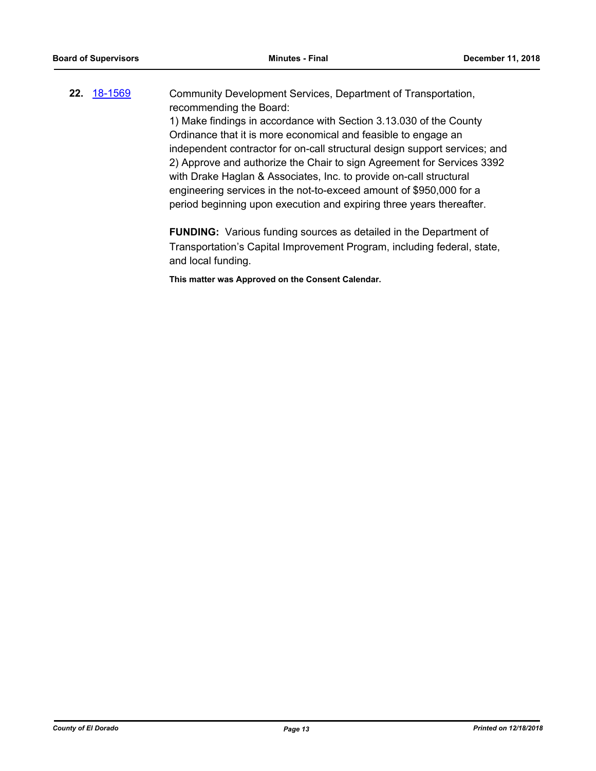**22.** 18-1569 Community Development Services, Department of Transportation, recommending the Board:

1) Make findings in accordance with Section 3.13.030 of the County Ordinance that it is more economical and feasible to engage an independent contractor for on-call structural design support services; and
2) Approve and authorize the Chair to sign Agreement for Services 3392 with Drake Haglan & Associates, Inc. to provide on-call structural engineering services in the not-to-exceed amount of $950,000 for a period beginning upon execution and expiring three years thereafter.

**FUNDING:** Various funding sources as detailed in the Department of Transportation's Capital Improvement Program, including federal, state, and local funding.

**This matter was Approved on the Consent Calendar.**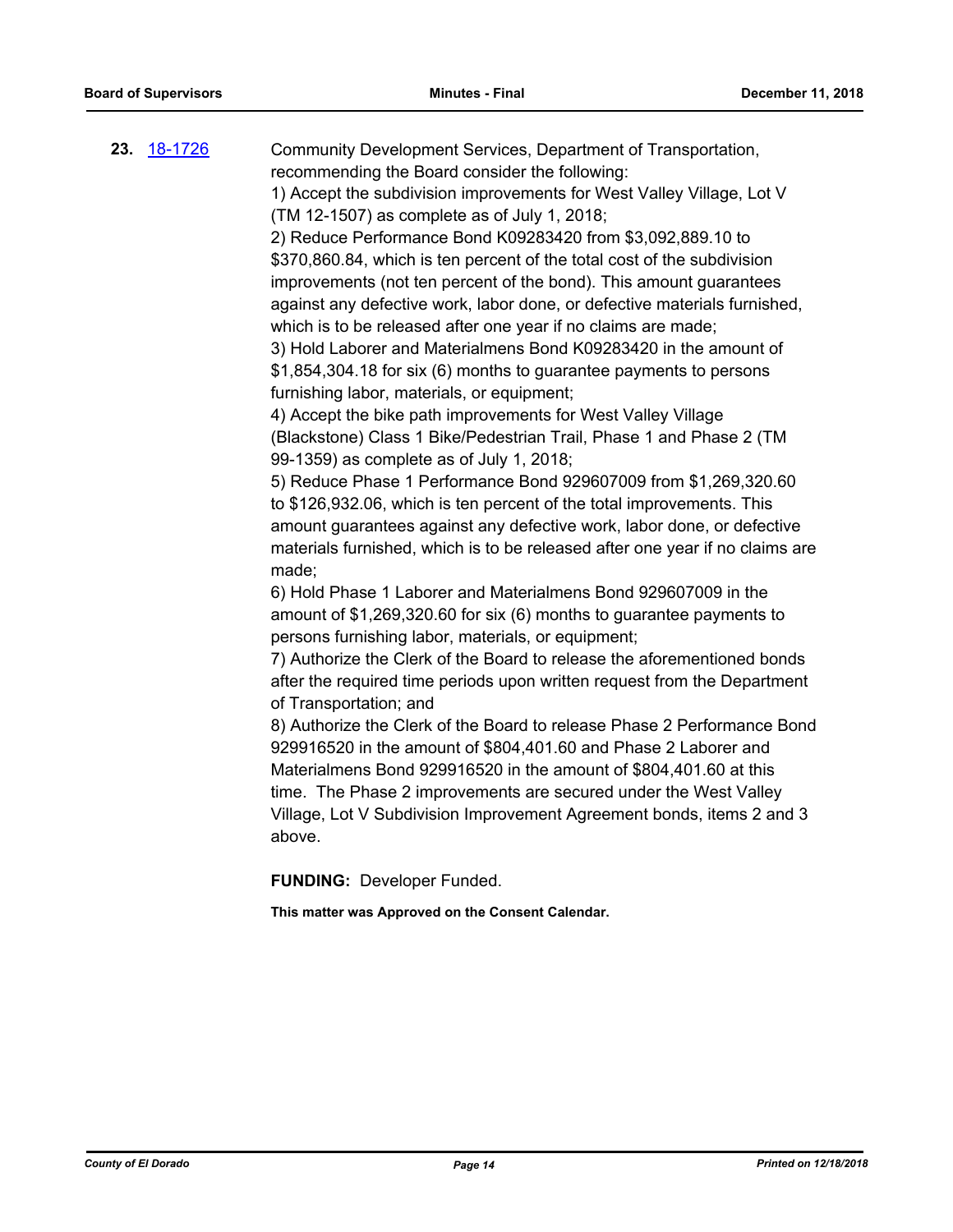**23.** 18-1726

Community Development Services, Department of Transportation, recommending the Board consider the following:

1) Accept the subdivision improvements for West Valley Village, Lot V (TM 12-1507) as complete as of July 1, 2018;

2) Reduce Performance Bond K09283420 from $3,092,889.10 to $370,860.84, which is ten percent of the total cost of the subdivision improvements (not ten percent of the bond). This amount guarantees against any defective work, labor done, or defective materials furnished, which is to be released after one year if no claims are made;

3) Hold Laborer and Materialmens Bond K09283420 in the amount of $1,854,304.18 for six (6) months to guarantee payments to persons furnishing labor, materials, or equipment;

4) Accept the bike path improvements for West Valley Village (Blackstone) Class 1 Bike/Pedestrian Trail, Phase 1 and Phase 2 (TM 99-1359) as complete as of July 1, 2018;

5) Reduce Phase 1 Performance Bond 929607009 from $1,269,320.60 to $126,932.06, which is ten percent of the total improvements. This amount guarantees against any defective work, labor done, or defective materials furnished, which is to be released after one year if no claims are made;

6) Hold Phase 1 Laborer and Materialmens Bond 929607009 in the amount of $1,269,320.60 for six (6) months to guarantee payments to persons furnishing labor, materials, or equipment;

7) Authorize the Clerk of the Board to release the aforementioned bonds after the required time periods upon written request from the Department of Transportation; and

8) Authorize the Clerk of the Board to release Phase 2 Performance Bond 929916520 in the amount of $804,401.60 and Phase 2 Laborer and Materialmens Bond 929916520 in the amount of $804,401.60 at this time. The Phase 2 improvements are secured under the West Valley Village, Lot V Subdivision Improvement Agreement bonds, items 2 and 3 above.

**FUNDING:** Developer Funded.

**This matter was Approved on the Consent Calendar.**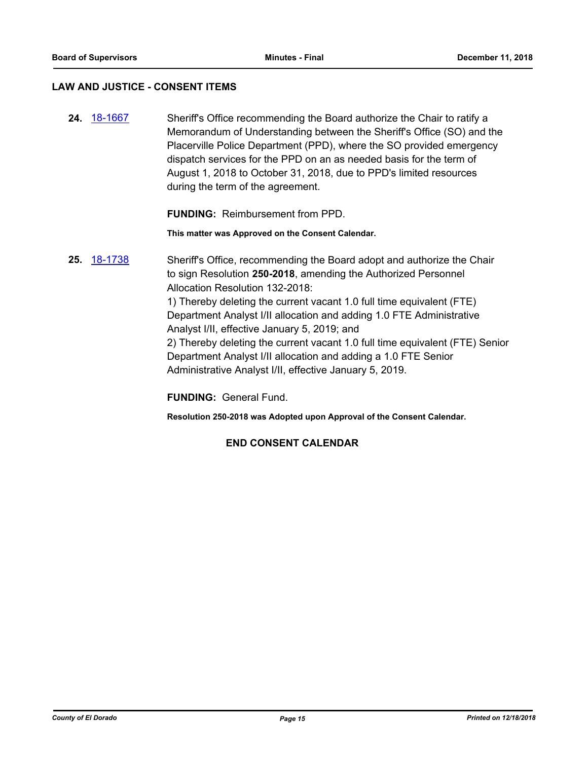## LAW AND JUSTICE - CONSENT ITEMS

**24.** 18-1667 Sheriff's Office recommending the Board authorize the Chair to ratify a Memorandum of Understanding between the Sheriff's Office (SO) and the Placerville Police Department (PPD), where the SO provided emergency dispatch services for the PPD on an as needed basis for the term of August 1, 2018 to October 31, 2018, due to PPD's limited resources during the term of the agreement.

**FUNDING:** Reimbursement from PPD.

**This matter was Approved on the Consent Calendar.**

**25.** 18-1738 Sheriff's Office, recommending the Board adopt and authorize the Chair to sign Resolution **250-2018**, amending the Authorized Personnel Allocation Resolution 132-2018:

1) Thereby deleting the current vacant 1.0 full time equivalent (FTE) Department Analyst I/II allocation and adding 1.0 FTE Administrative Analyst I/II, effective January 5, 2019; and

2) Thereby deleting the current vacant 1.0 full time equivalent (FTE) Senior Department Analyst I/II allocation and adding a 1.0 FTE Senior Administrative Analyst I/II, effective January 5, 2019.

**FUNDING:** General Fund.

**Resolution 250-2018 was Adopted upon Approval of the Consent Calendar.**

**END CONSENT CALENDAR**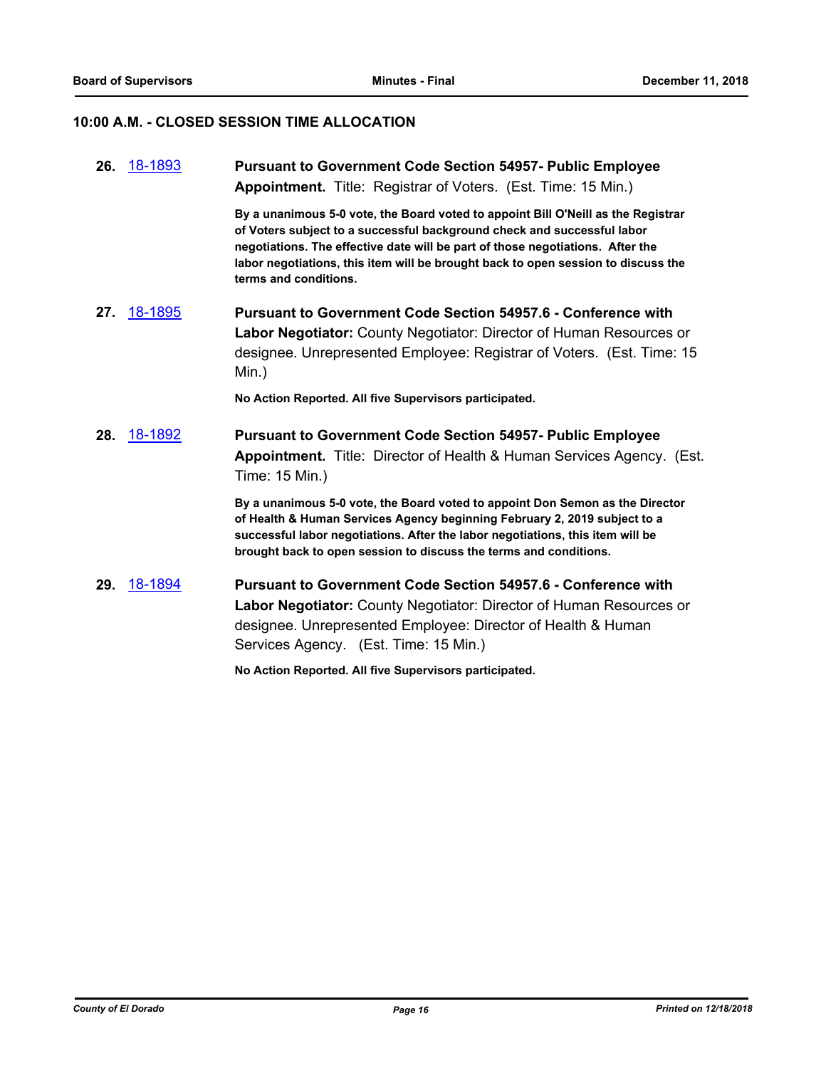### 10:00 A.M. - CLOSED SESSION TIME ALLOCATION

**26.** 18-1893 **Pursuant to Government Code Section 54957- Public Employee Appointment.** Title: Registrar of Voters. (Est. Time: 15 Min.)

**By a unanimous 5-0 vote, the Board voted to appoint Bill O'Neill as the Registrar of Voters subject to a successful background check and successful labor negotiations. The effective date will be part of those negotiations. After the labor negotiations, this item will be brought back to open session to discuss the terms and conditions.**

**27.** 18-1895 **Pursuant to Government Code Section 54957.6 - Conference with Labor Negotiator:** County Negotiator: Director of Human Resources or designee. Unrepresented Employee: Registrar of Voters. (Est. Time: 15 Min.)

**No Action Reported. All five Supervisors participated.**

**28.** 18-1892 **Pursuant to Government Code Section 54957- Public Employee Appointment.** Title: Director of Health & Human Services Agency. (Est. Time: 15 Min.)

**By a unanimous 5-0 vote, the Board voted to appoint Don Semon as the Director of Health & Human Services Agency beginning February 2, 2019 subject to a successful labor negotiations. After the labor negotiations, this item will be brought back to open session to discuss the terms and conditions.**

**29.** 18-1894 **Pursuant to Government Code Section 54957.6 - Conference with Labor Negotiator:** County Negotiator: Director of Human Resources or designee. Unrepresented Employee: Director of Health & Human Services Agency. (Est. Time: 15 Min.)

**No Action Reported. All five Supervisors participated.**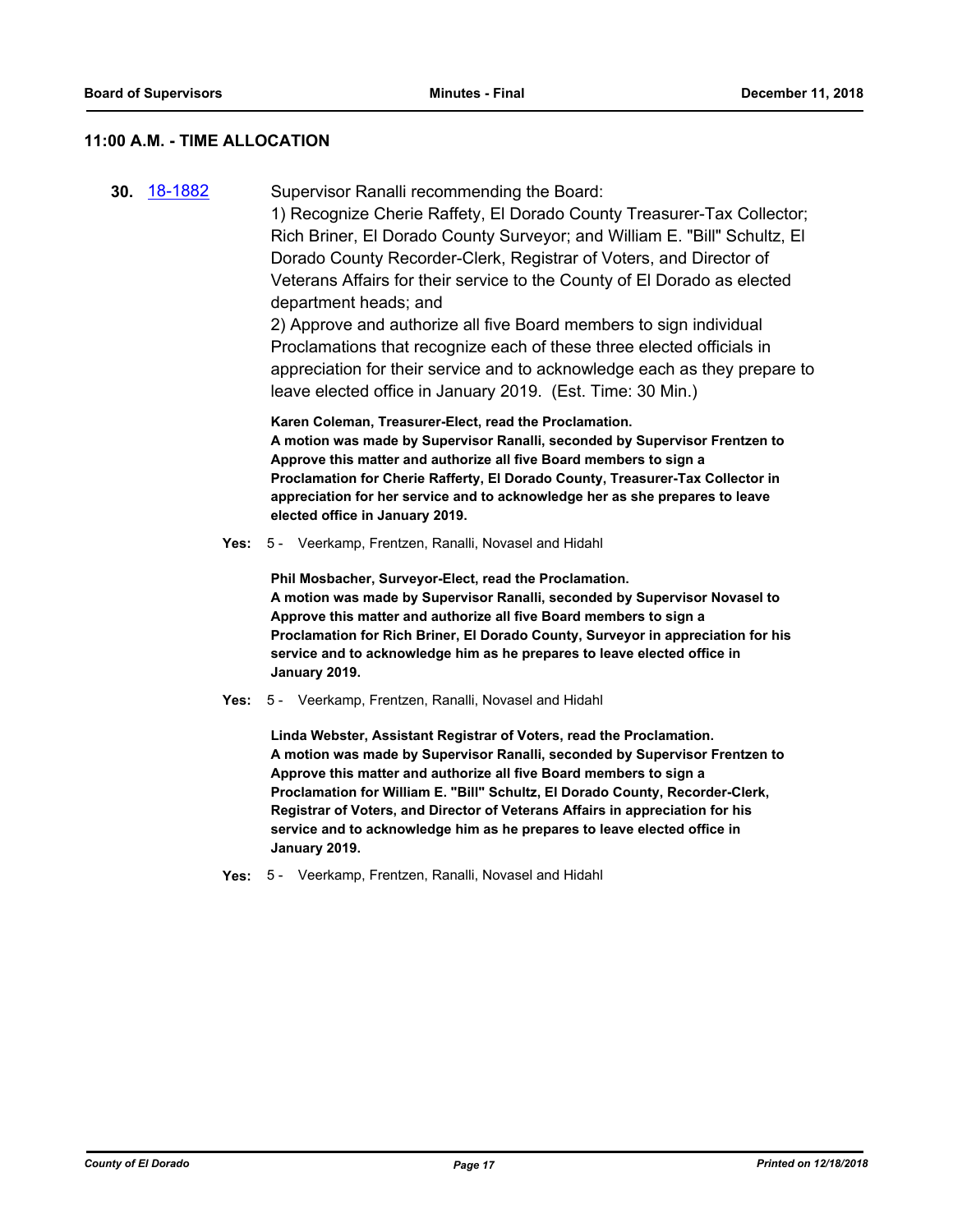## 11:00 A.M. - TIME ALLOCATION

**30.** 18-1882

Supervisor Ranalli recommending the Board:
1) Recognize Cherie Raffety, El Dorado County Treasurer-Tax Collector; Rich Briner, El Dorado County Surveyor; and William E. "Bill" Schultz, El Dorado County Recorder-Clerk, Registrar of Voters, and Director of Veterans Affairs for their service to the County of El Dorado as elected department heads; and
2) Approve and authorize all five Board members to sign individual Proclamations that recognize each of these three elected officials in appreciation for their service and to acknowledge each as they prepare to leave elected office in January 2019. (Est. Time: 30 Min.)

**Karen Coleman, Treasurer-Elect, read the Proclamation.**
**A motion was made by Supervisor Ranalli, seconded by Supervisor Frentzen to Approve this matter and authorize all five Board members to sign a Proclamation for Cherie Rafferty, El Dorado County, Treasurer-Tax Collector in appreciation for her service and to acknowledge her as she prepares to leave elected office in January 2019.**

**Yes:** 5 - Veerkamp, Frentzen, Ranalli, Novasel and Hidahl

**Phil Mosbacher, Surveyor-Elect, read the Proclamation.**
**A motion was made by Supervisor Ranalli, seconded by Supervisor Novasel to Approve this matter and authorize all five Board members to sign a Proclamation for Rich Briner, El Dorado County, Surveyor in appreciation for his service and to acknowledge him as he prepares to leave elected office in January 2019.**

**Yes:** 5 - Veerkamp, Frentzen, Ranalli, Novasel and Hidahl

**Linda Webster, Assistant Registrar of Voters, read the Proclamation.**
**A motion was made by Supervisor Ranalli, seconded by Supervisor Frentzen to Approve this matter and authorize all five Board members to sign a Proclamation for William E. "Bill" Schultz, El Dorado County, Recorder-Clerk, Registrar of Voters, and Director of Veterans Affairs in appreciation for his service and to acknowledge him as he prepares to leave elected office in January 2019.**

**Yes:** 5 - Veerkamp, Frentzen, Ranalli, Novasel and Hidahl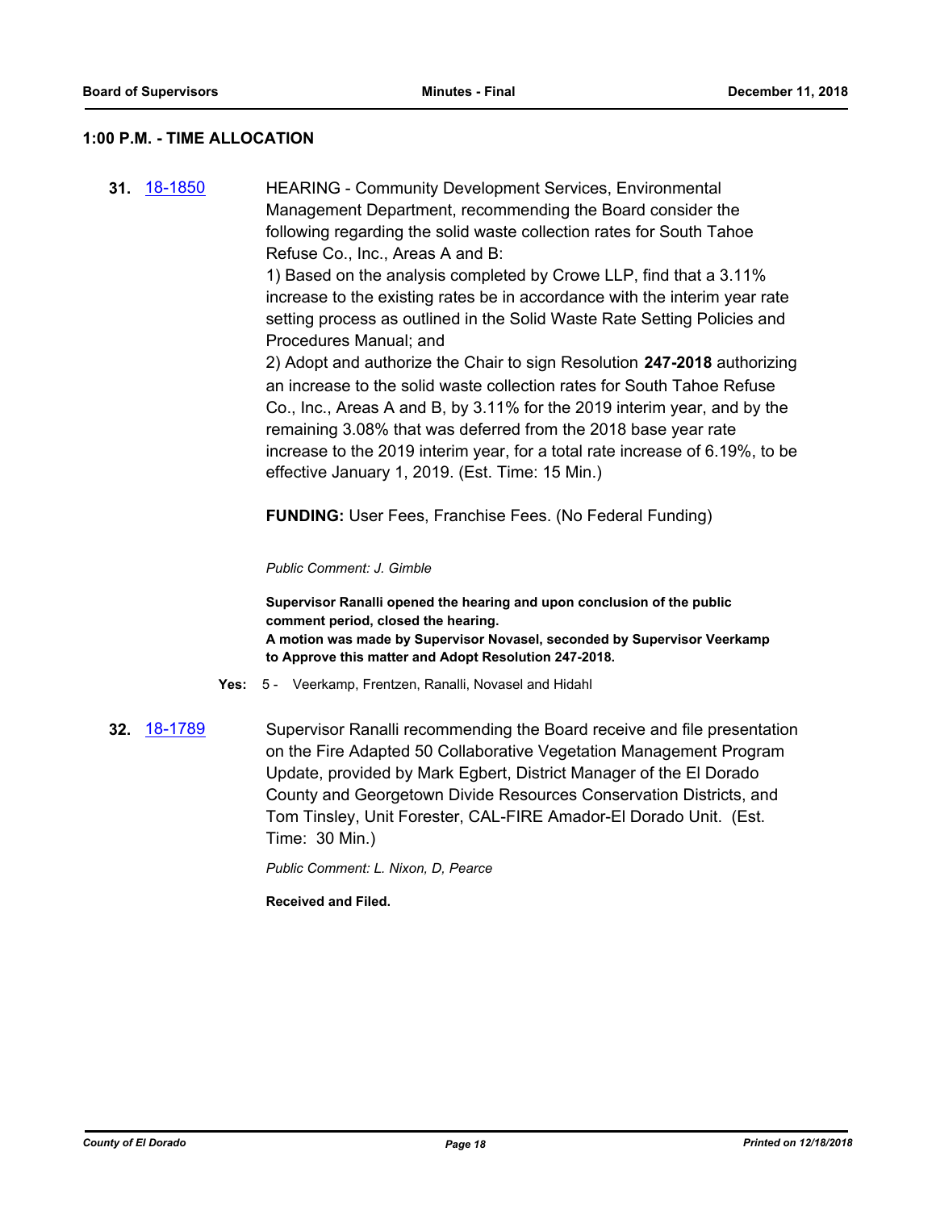### 1:00 P.M. - TIME ALLOCATION

**31.** 18-1850 HEARING - Community Development Services, Environmental Management Department, recommending the Board consider the following regarding the solid waste collection rates for South Tahoe Refuse Co., Inc., Areas A and B:

1) Based on the analysis completed by Crowe LLP, find that a 3.11% increase to the existing rates be in accordance with the interim year rate setting process as outlined in the Solid Waste Rate Setting Policies and Procedures Manual; and

2) Adopt and authorize the Chair to sign Resolution **247-2018** authorizing an increase to the solid waste collection rates for South Tahoe Refuse Co., Inc., Areas A and B, by 3.11% for the 2019 interim year, and by the remaining 3.08% that was deferred from the 2018 base year rate increase to the 2019 interim year, for a total rate increase of 6.19%, to be effective January 1, 2019. (Est. Time: 15 Min.)

**FUNDING:** User Fees, Franchise Fees. (No Federal Funding)

*Public Comment: J. Gimble*

**Supervisor Ranalli opened the hearing and upon conclusion of the public comment period, closed the hearing.**
**A motion was made by Supervisor Novasel, seconded by Supervisor Veerkamp to Approve this matter and Adopt Resolution 247-2018.**

**Yes:** 5 - Veerkamp, Frentzen, Ranalli, Novasel and Hidahl

**32.** 18-1789 Supervisor Ranalli recommending the Board receive and file presentation on the Fire Adapted 50 Collaborative Vegetation Management Program Update, provided by Mark Egbert, District Manager of the El Dorado County and Georgetown Divide Resources Conservation Districts, and Tom Tinsley, Unit Forester, CAL-FIRE Amador-El Dorado Unit. (Est. Time: 30 Min.)

*Public Comment: L. Nixon, D, Pearce*

**Received and Filed.**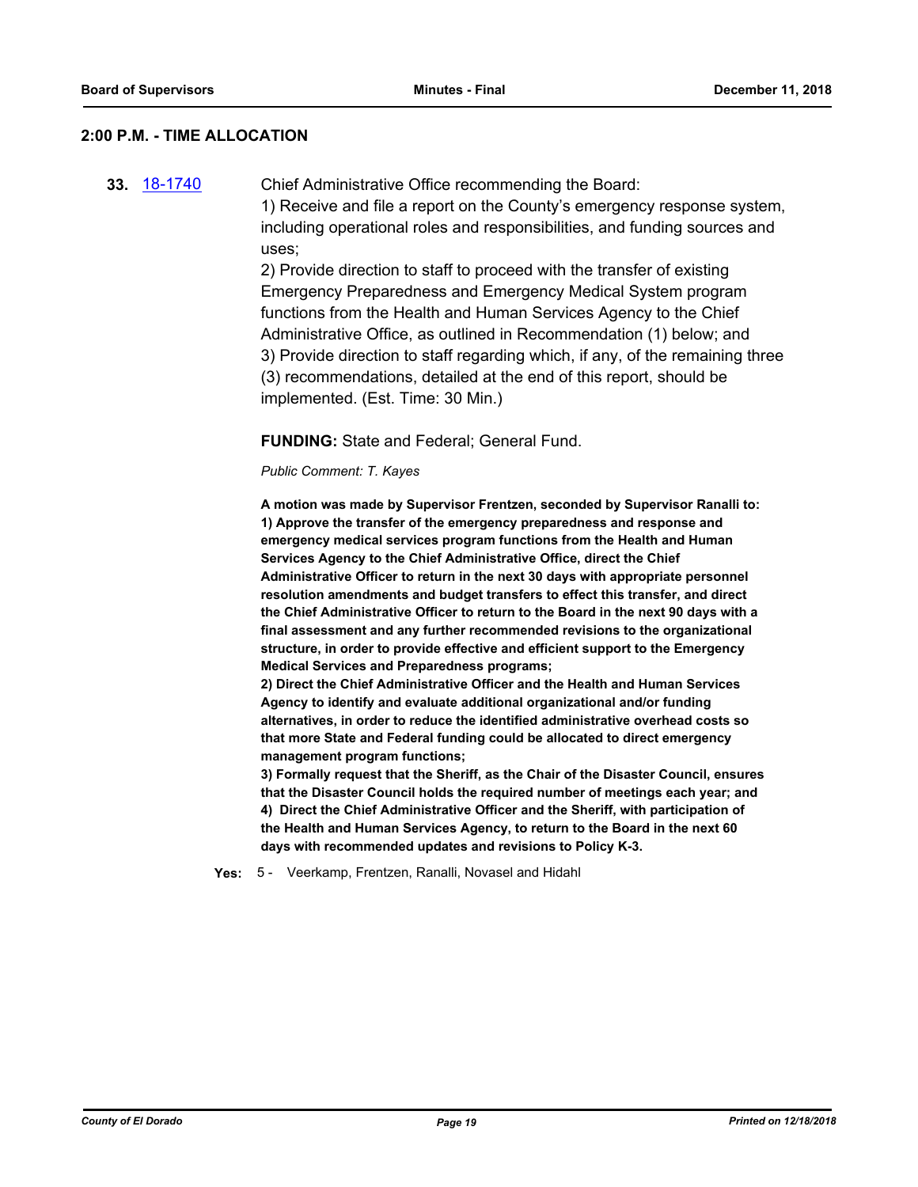## 2:00 P.M. - TIME ALLOCATION

**33.** [18-1740](18-1740)

Chief Administrative Office recommending the Board:
1) Receive and file a report on the County's emergency response system, including operational roles and responsibilities, and funding sources and uses;
2) Provide direction to staff to proceed with the transfer of existing Emergency Preparedness and Emergency Medical System program functions from the Health and Human Services Agency to the Chief Administrative Office, as outlined in Recommendation (1) below; and
3) Provide direction to staff regarding which, if any, of the remaining three (3) recommendations, detailed at the end of this report, should be implemented. (Est. Time: 30 Min.)

**FUNDING:** State and Federal; General Fund.

*Public Comment: T. Kayes*

**A motion was made by Supervisor Frentzen, seconded by Supervisor Ranalli to:**
**1) Approve the transfer of the emergency preparedness and response and emergency medical services program functions from the Health and Human Services Agency to the Chief Administrative Office, direct the Chief Administrative Officer to return in the next 30 days with appropriate personnel resolution amendments and budget transfers to effect this transfer, and direct the Chief Administrative Officer to return to the Board in the next 90 days with a final assessment and any further recommended revisions to the organizational structure, in order to provide effective and efficient support to the Emergency Medical Services and Preparedness programs;**
**2) Direct the Chief Administrative Officer and the Health and Human Services Agency to identify and evaluate additional organizational and/or funding alternatives, in order to reduce the identified administrative overhead costs so that more State and Federal funding could be allocated to direct emergency management program functions;**
**3) Formally request that the Sheriff, as the Chair of the Disaster Council, ensures that the Disaster Council holds the required number of meetings each year; and**
**4) Direct the Chief Administrative Officer and the Sheriff, with participation of the Health and Human Services Agency, to return to the Board in the next 60 days with recommended updates and revisions to Policy K-3.**

**Yes:** 5 - Veerkamp, Frentzen, Ranalli, Novasel and Hidahl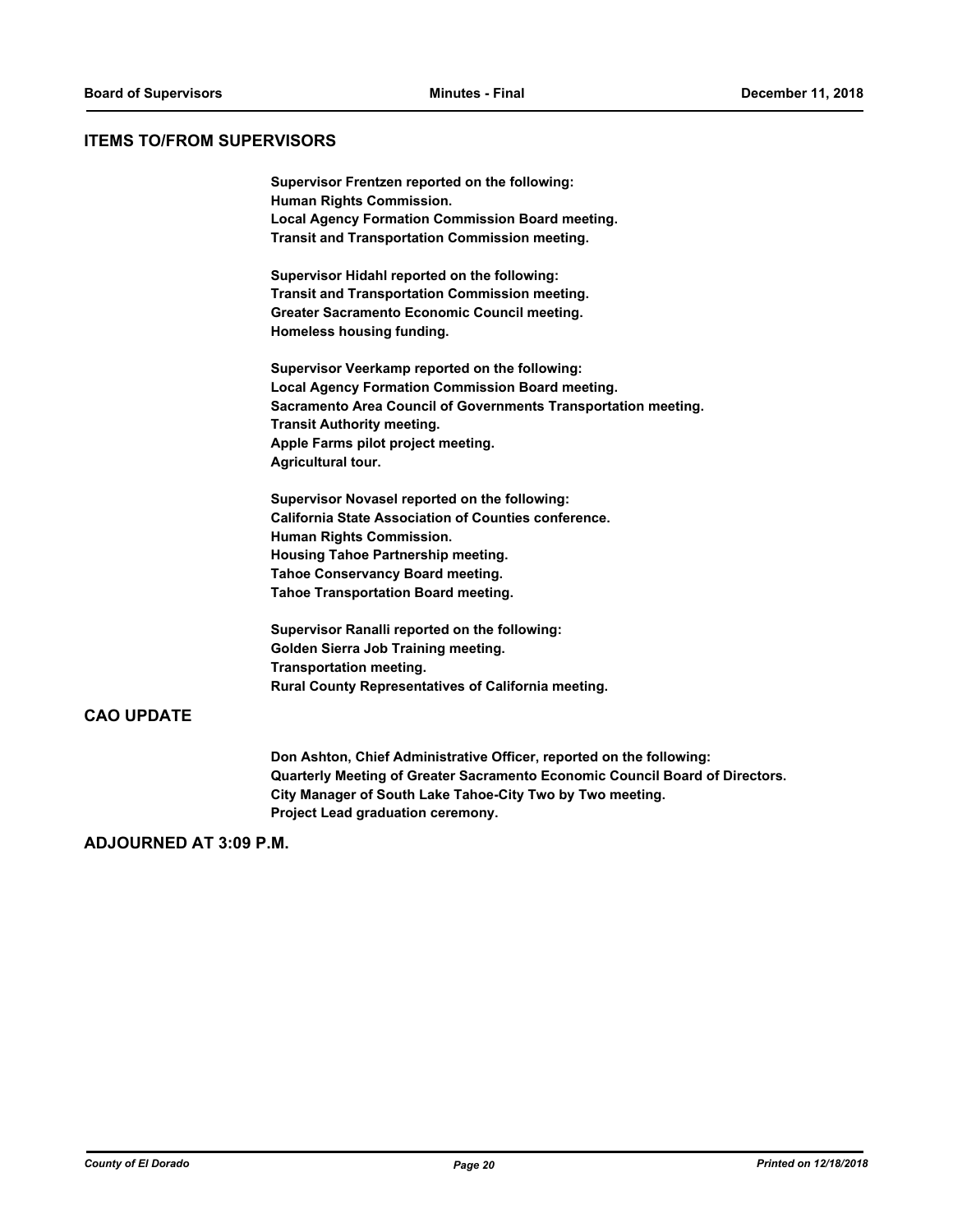## ITEMS TO/FROM SUPERVISORS

**Supervisor Frentzen reported on the following:**
**Human Rights Commission.**
**Local Agency Formation Commission Board meeting.**
**Transit and Transportation Commission meeting.**

**Supervisor Hidahl reported on the following:**
**Transit and Transportation Commission meeting.**
**Greater Sacramento Economic Council meeting.**
**Homeless housing funding.**

**Supervisor Veerkamp reported on the following:**
**Local Agency Formation Commission Board meeting.**
**Sacramento Area Council of Governments Transportation meeting.**
**Transit Authority meeting.**
**Apple Farms pilot project meeting.**
**Agricultural tour.**

**Supervisor Novasel reported on the following:**
**California State Association of Counties conference.**
**Human Rights Commission.**
**Housing Tahoe Partnership meeting.**
**Tahoe Conservancy Board meeting.**
**Tahoe Transportation Board meeting.**

**Supervisor Ranalli reported on the following:**
**Golden Sierra Job Training meeting.**
**Transportation meeting.**
**Rural County Representatives of California meeting.**

## CAO UPDATE

**Don Ashton, Chief Administrative Officer, reported on the following:**
**Quarterly Meeting of Greater Sacramento Economic Council Board of Directors.**
**City Manager of South Lake Tahoe-City Two by Two meeting.**
**Project Lead graduation ceremony.**

## ADJOURNED AT 3:09 P.M.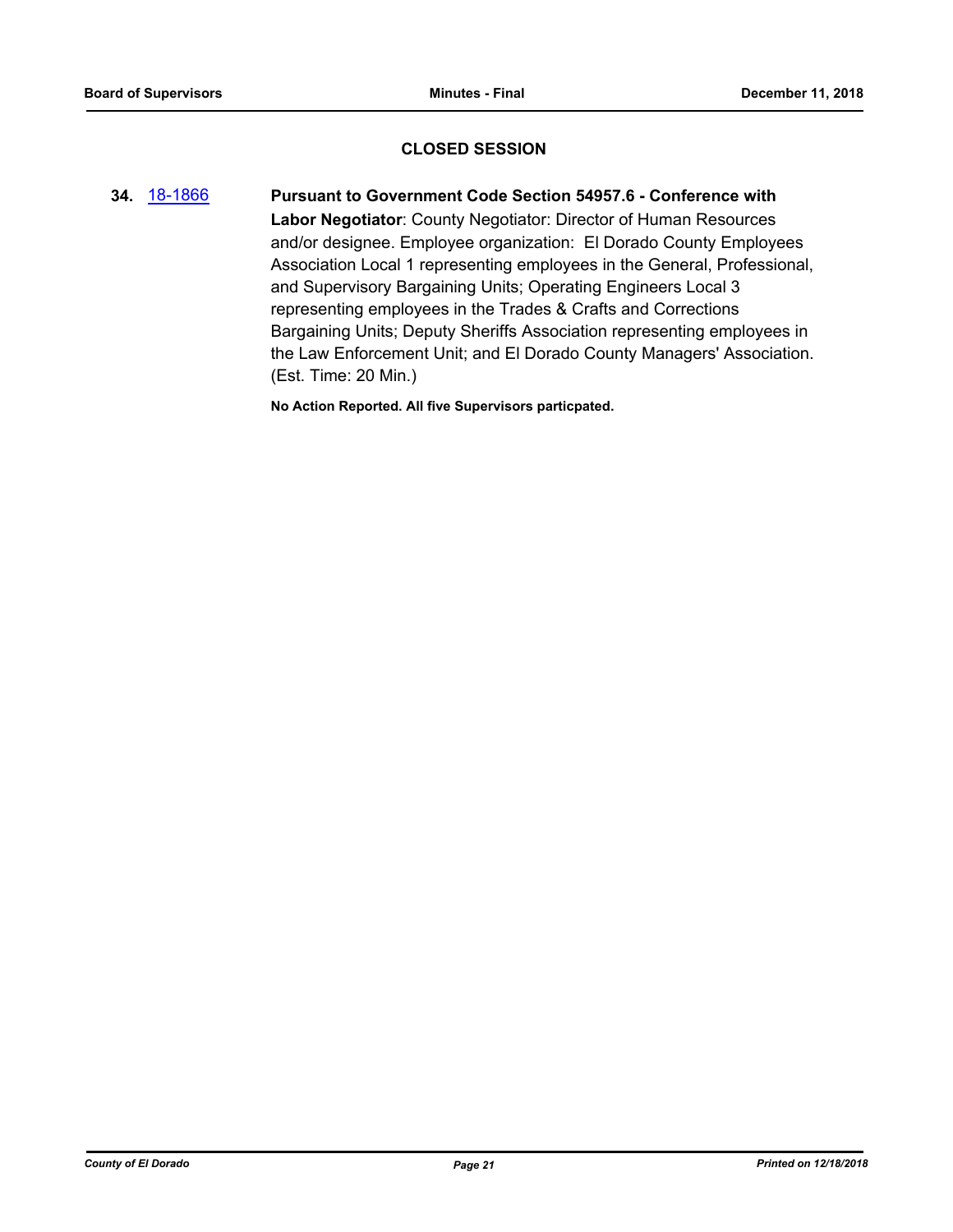## CLOSED SESSION

**34.** 18-1866 **Pursuant to Government Code Section 54957.6 - Conference with Labor Negotiator**: County Negotiator: Director of Human Resources and/or designee. Employee organization: El Dorado County Employees Association Local 1 representing employees in the General, Professional, and Supervisory Bargaining Units; Operating Engineers Local 3 representing employees in the Trades & Crafts and Corrections Bargaining Units; Deputy Sheriffs Association representing employees in the Law Enforcement Unit; and El Dorado County Managers' Association. (Est. Time: 20 Min.)

**No Action Reported. All five Supervisors particpated.**